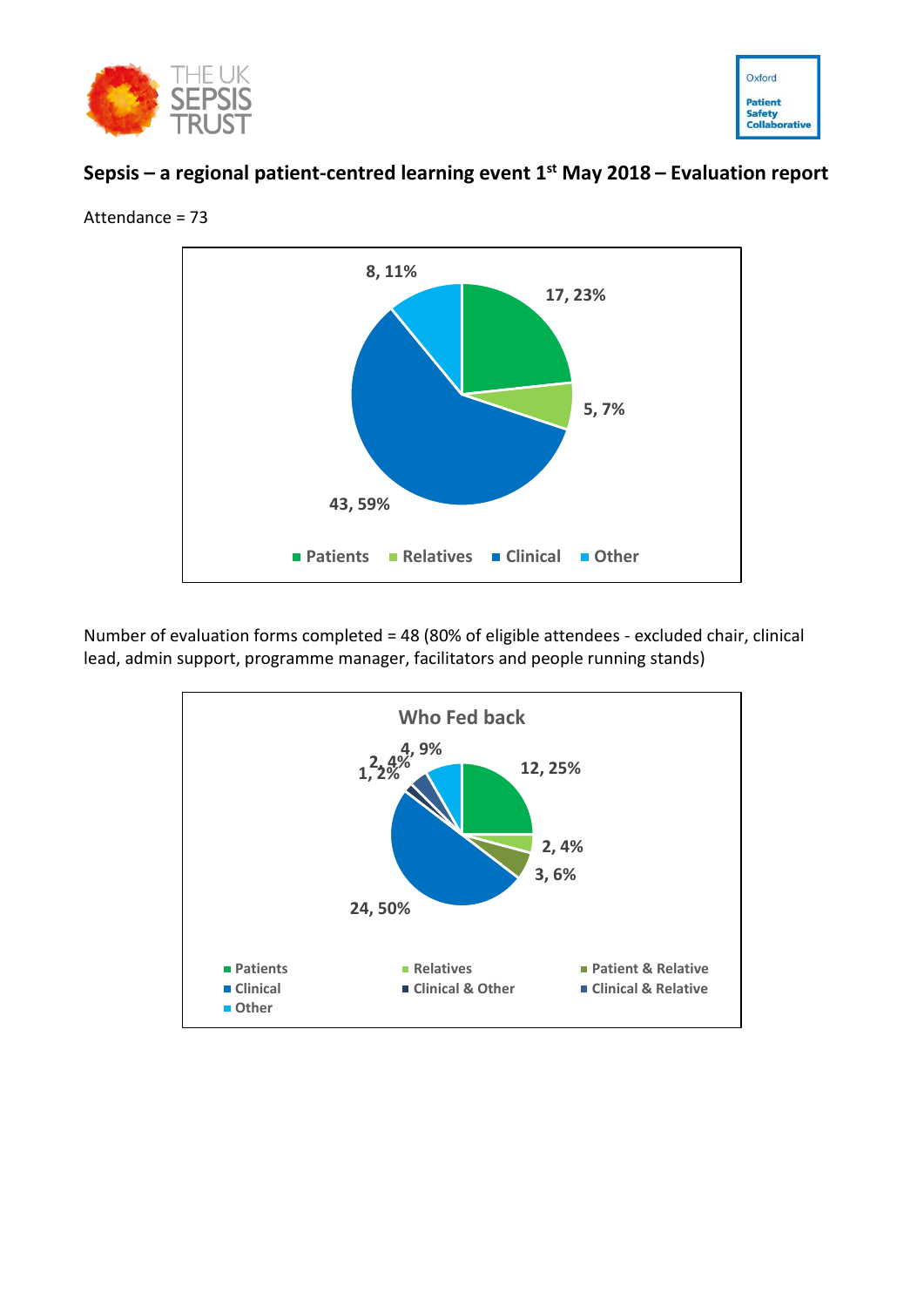# Sepsis – a regional patient-centred learning event 1st May 2018 – Evaluation report

Attendance = 73

| Category | Number | Percentage |
|---|---|---|
| Patients | 17 | 23% |
| Relatives | 5 | 7% |
| Clinical | 43 | 59% |
| Other | 8 | 11% |

Number of evaluation forms completed = 48 (80% of eligible attendees - excluded chair, clinical lead, admin support, programme manager, facilitators and people running stands)

**Who Fed back**

| Category | Number | Percentage |
|---|---|---|
| Patients | 12 | 25% |
| Relatives | 2 | 4% |
| Patient & Relative | 3 | 6% |
| Clinical | 24 | 50% |
| Clinical & Other | 1 | 2% |
| Clinical & Relative | 2 | 4% |
| Other | 4 | 9% |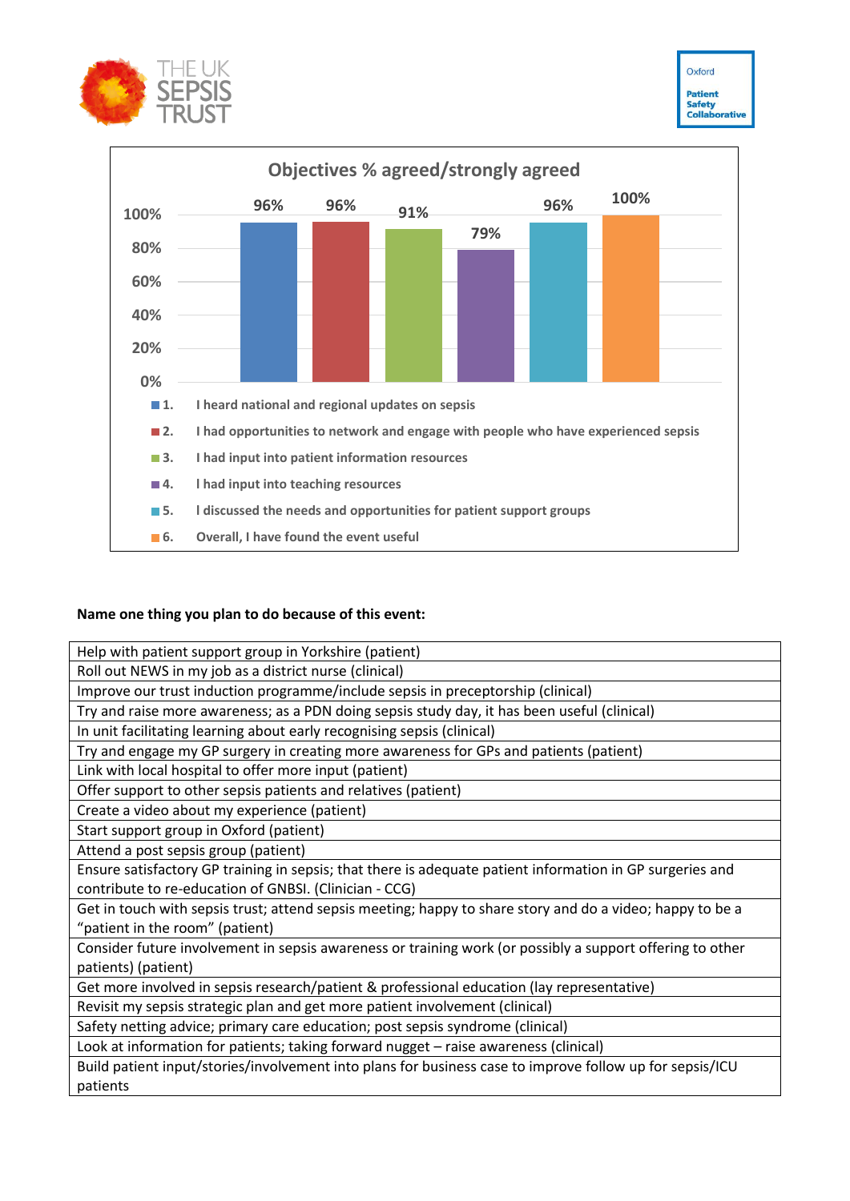THE UK SEPSIS TRUST

Oxford Patient Safety Collaborative

**Objectives % agreed/strongly agreed**

| Objective | % agreed/strongly agreed |
|---|---|
| 1. I heard national and regional updates on sepsis | 96% |
| 2. I had opportunities to network and engage with people who have experienced sepsis | 96% |
| 3. I had input into patient information resources | 91% |
| 4. I had input into teaching resources | 79% |
| 5. I discussed the needs and opportunities for patient support groups | 96% |
| 6. Overall, I have found the event useful | 100% |

**Name one thing you plan to do because of this event:**

| |
|---|
| Help with patient support group in Yorkshire (patient) |
| Roll out NEWS in my job as a district nurse (clinical) |
| Improve our trust induction programme/include sepsis in preceptorship (clinical) |
| Try and raise more awareness; as a PDN doing sepsis study day, it has been useful (clinical) |
| In unit facilitating learning about early recognising sepsis (clinical) |
| Try and engage my GP surgery in creating more awareness for GPs and patients (patient) |
| Link with local hospital to offer more input (patient) |
| Offer support to other sepsis patients and relatives (patient) |
| Create a video about my experience (patient) |
| Start support group in Oxford (patient) |
| Attend a post sepsis group (patient) |
| Ensure satisfactory GP training in sepsis; that there is adequate patient information in GP surgeries and contribute to re-education of GNBSI. (Clinician - CCG) |
| Get in touch with sepsis trust; attend sepsis meeting; happy to share story and do a video; happy to be a "patient in the room" (patient) |
| Consider future involvement in sepsis awareness or training work (or possibly a support offering to other patients) (patient) |
| Get more involved in sepsis research/patient & professional education (lay representative) |
| Revisit my sepsis strategic plan and get more patient involvement (clinical) |
| Safety netting advice; primary care education; post sepsis syndrome (clinical) |
| Look at information for patients; taking forward nugget – raise awareness (clinical) |
| Build patient input/stories/involvement into plans for business case to improve follow up for sepsis/ICU patients |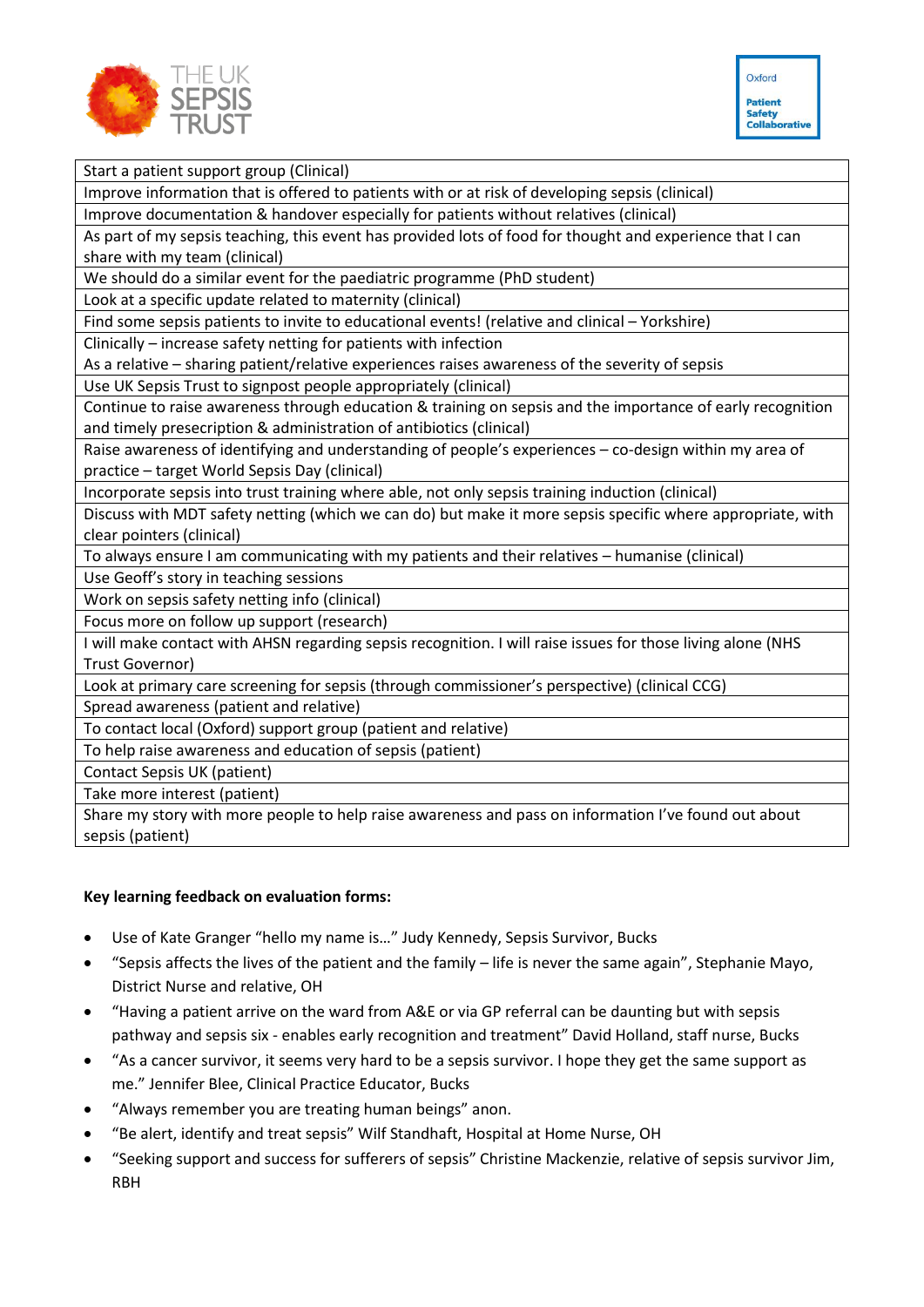| Start a patient support group (Clinical) |
|---|
| Improve information that is offered to patients with or at risk of developing sepsis (clinical) |
| Improve documentation & handover especially for patients without relatives (clinical) |
| As part of my sepsis teaching, this event has provided lots of food for thought and experience that I can share with my team (clinical) |
| We should do a similar event for the paediatric programme (PhD student) |
| Look at a specific update related to maternity (clinical) |
| Find some sepsis patients to invite to educational events! (relative and clinical – Yorkshire) |
| Clinically – increase safety netting for patients with infection<br>As a relative – sharing patient/relative experiences raises awareness of the severity of sepsis |
| Use UK Sepsis Trust to signpost people appropriately (clinical) |
| Continue to raise awareness through education & training on sepsis and the importance of early recognition and timely presecription & administration of antibiotics (clinical) |
| Raise awareness of identifying and understanding of people's experiences – co-design within my area of practice – target World Sepsis Day (clinical) |
| Incorporate sepsis into trust training where able, not only sepsis training induction (clinical) |
| Discuss with MDT safety netting (which we can do) but make it more sepsis specific where appropriate, with clear pointers (clinical) |
| To always ensure I am communicating with my patients and their relatives – humanise (clinical) |
| Use Geoff's story in teaching sessions |
| Work on sepsis safety netting info (clinical) |
| Focus more on follow up support (research) |
| I will make contact with AHSN regarding sepsis recognition. I will raise issues for those living alone (NHS Trust Governor) |
| Look at primary care screening for sepsis (through commissioner's perspective) (clinical CCG) |
| Spread awareness (patient and relative) |
| To contact local (Oxford) support group (patient and relative) |
| To help raise awareness and education of sepsis (patient) |
| Contact Sepsis UK (patient) |
| Take more interest (patient) |
| Share my story with more people to help raise awareness and pass on information I've found out about sepsis (patient) |

**Key learning feedback on evaluation forms:**

- Use of Kate Granger "hello my name is…" Judy Kennedy, Sepsis Survivor, Bucks
- "Sepsis affects the lives of the patient and the family – life is never the same again", Stephanie Mayo, District Nurse and relative, OH
- "Having a patient arrive on the ward from A&E or via GP referral can be daunting but with sepsis pathway and sepsis six - enables early recognition and treatment" David Holland, staff nurse, Bucks
- "As a cancer survivor, it seems very hard to be a sepsis survivor. I hope they get the same support as me." Jennifer Blee, Clinical Practice Educator, Bucks
- "Always remember you are treating human beings" anon.
- "Be alert, identify and treat sepsis" Wilf Standhaft, Hospital at Home Nurse, OH
- "Seeking support and success for sufferers of sepsis" Christine Mackenzie, relative of sepsis survivor Jim, RBH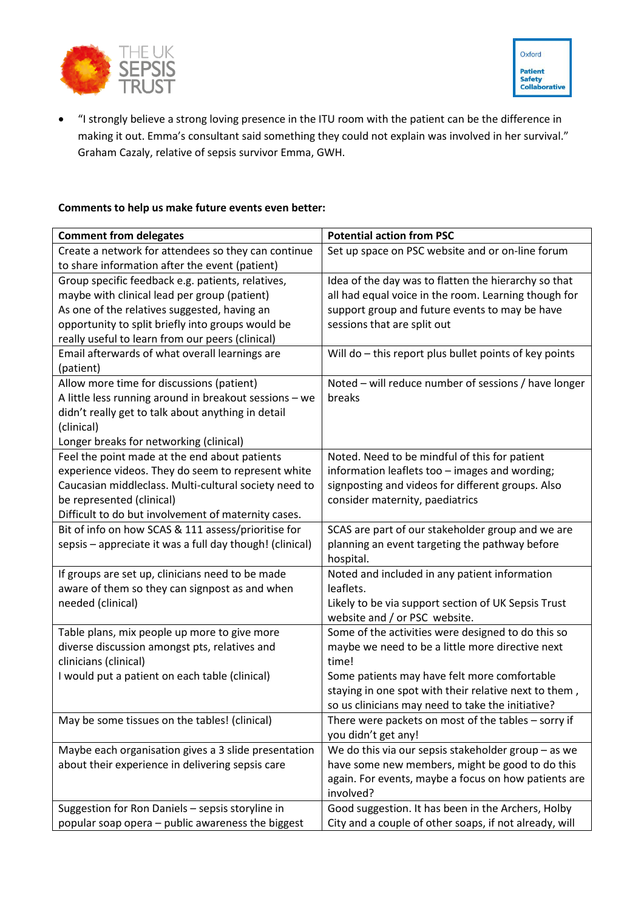- "I strongly believe a strong loving presence in the ITU room with the patient can be the difference in making it out. Emma's consultant said something they could not explain was involved in her survival." Graham Cazaly, relative of sepsis survivor Emma, GWH.

**Comments to help us make future events even better:**

| Comment from delegates | Potential action from PSC |
|---|---|
| Create a network for attendees so they can continue to share information after the event (patient) | Set up space on PSC website and or on-line forum |
| Group specific feedback e.g. patients, relatives, maybe with clinical lead per group (patient)<br>As one of the relatives suggested, having an opportunity to split briefly into groups would be really useful to learn from our peers (clinical) | Idea of the day was to flatten the hierarchy so that all had equal voice in the room. Learning though for support group and future events to may be have sessions that are split out |
| Email afterwards of what overall learnings are (patient) | Will do – this report plus bullet points of key points |
| Allow more time for discussions (patient)<br>A little less running around in breakout sessions – we didn't really get to talk about anything in detail (clinical)<br>Longer breaks for networking (clinical) | Noted – will reduce number of sessions / have longer breaks |
| Feel the point made at the end about patients experience videos. They do seem to represent white Caucasian middleclass. Multi-cultural society need to be represented (clinical)<br>Difficult to do but involvement of maternity cases. | Noted. Need to be mindful of this for patient information leaflets too – images and wording; signposting and videos for different groups. Also consider maternity, paediatrics |
| Bit of info on how SCAS & 111 assess/prioritise for sepsis – appreciate it was a full day though! (clinical) | SCAS are part of our stakeholder group and we are planning an event targeting the pathway before hospital. |
| If groups are set up, clinicians need to be made aware of them so they can signpost as and when needed (clinical) | Noted and included in any patient information leaflets.<br>Likely to be via support section of UK Sepsis Trust website and / or PSC website. |
| Table plans, mix people up more to give more diverse discussion amongst pts, relatives and clinicians (clinical)<br>I would put a patient on each table (clinical) | Some of the activities were designed to do this so maybe we need to be a little more directive next time!<br>Some patients may have felt more comfortable staying in one spot with their relative next to them , so us clinicians may need to take the initiative? |
| May be some tissues on the tables! (clinical) | There were packets on most of the tables – sorry if you didn't get any! |
| Maybe each organisation gives a 3 slide presentation about their experience in delivering sepsis care | We do this via our sepsis stakeholder group – as we have some new members, might be good to do this again. For events, maybe a focus on how patients are involved? |
| Suggestion for Ron Daniels – sepsis storyline in popular soap opera – public awareness the biggest | Good suggestion. It has been in the Archers, Holby City and a couple of other soaps, if not already, will |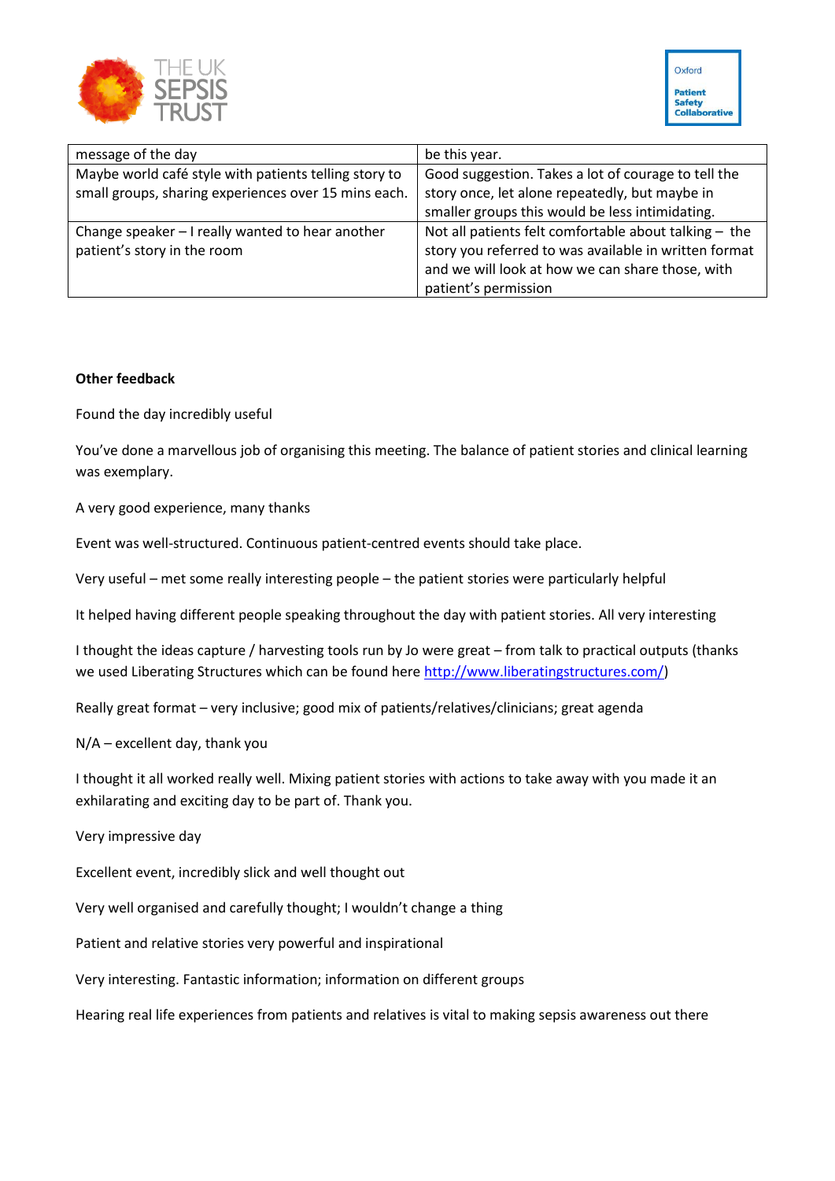| message of the day | be this year. |
|---|---|
| Maybe world café style with patients telling story to small groups, sharing experiences over 15 mins each. | Good suggestion. Takes a lot of courage to tell the story once, let alone repeatedly, but maybe in smaller groups this would be less intimidating. |
| Change speaker – I really wanted to hear another patient's story in the room | Not all patients felt comfortable about talking – the story you referred to was available in written format and we will look at how we can share those, with patient's permission |

**Other feedback**

Found the day incredibly useful

You've done a marvellous job of organising this meeting. The balance of patient stories and clinical learning was exemplary.

A very good experience, many thanks

Event was well-structured. Continuous patient-centred events should take place.

Very useful – met some really interesting people – the patient stories were particularly helpful

It helped having different people speaking throughout the day with patient stories. All very interesting

I thought the ideas capture / harvesting tools run by Jo were great – from talk to practical outputs (thanks we used Liberating Structures which can be found here http://www.liberatingstructures.com/)

Really great format – very inclusive; good mix of patients/relatives/clinicians; great agenda

N/A – excellent day, thank you

I thought it all worked really well. Mixing patient stories with actions to take away with you made it an exhilarating and exciting day to be part of. Thank you.

Very impressive day

Excellent event, incredibly slick and well thought out

Very well organised and carefully thought; I wouldn't change a thing

Patient and relative stories very powerful and inspirational

Very interesting. Fantastic information; information on different groups

Hearing real life experiences from patients and relatives is vital to making sepsis awareness out there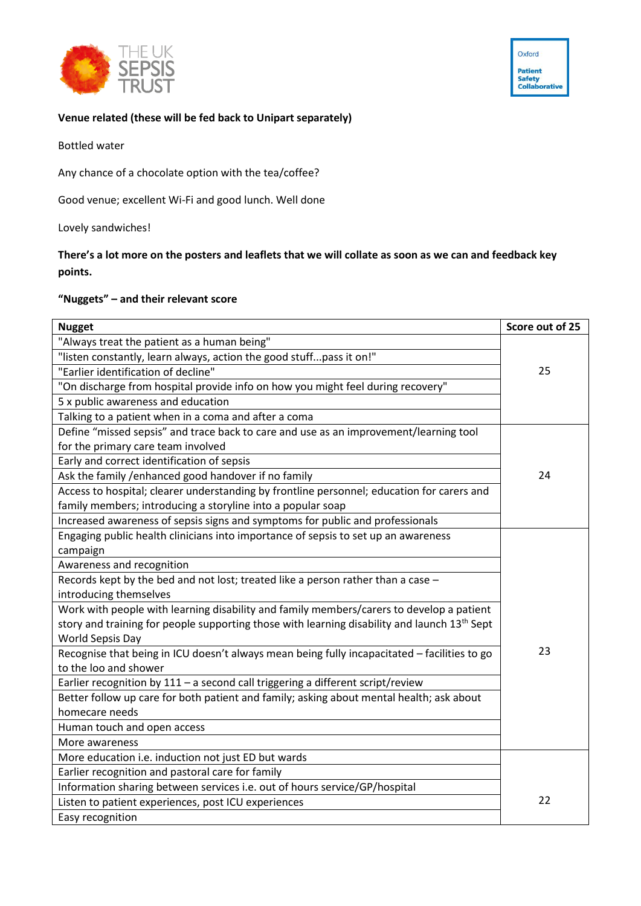**Venue related (these will be fed back to Unipart separately)**

Bottled water

Any chance of a chocolate option with the tea/coffee?

Good venue; excellent Wi-Fi and good lunch. Well done

Lovely sandwiches!

**There's a lot more on the posters and leaflets that we will collate as soon as we can and feedback key points.**

**"Nuggets" – and their relevant score**

| Nugget | Score out of 25 |
|---|---|
| "Always treat the patient as a human being" | 25 |
| "listen constantly, learn always, action the good stuff...pass it on!" | |
| "Earlier identification of decline" | |
| "On discharge from hospital provide info on how you might feel during recovery" | |
| 5 x public awareness and education | |
| Talking to a patient when in a coma and after a coma | |
| Define "missed sepsis" and trace back to care and use as an improvement/learning tool for the primary care team involved | 24 |
| Early and correct identification of sepsis | |
| Ask the family /enhanced good handover if no family | |
| Access to hospital; clearer understanding by frontline personnel; education for carers and family members; introducing a storyline into a popular soap | |
| Increased awareness of sepsis signs and symptoms for public and professionals | |
| Engaging public health clinicians into importance of sepsis to set up an awareness campaign | 23 |
| Awareness and recognition | |
| Records kept by the bed and not lost; treated like a person rather than a case – introducing themselves | |
| Work with people with learning disability and family members/carers to develop a patient story and training for people supporting those with learning disability and launch 13th Sept World Sepsis Day | |
| Recognise that being in ICU doesn't always mean being fully incapacitated – facilities to go to the loo and shower | |
| Earlier recognition by 111 – a second call triggering a different script/review | |
| Better follow up care for both patient and family; asking about mental health; ask about homecare needs | |
| Human touch and open access | |
| More awareness | |
| More education i.e. induction not just ED but wards | 22 |
| Earlier recognition and pastoral care for family | |
| Information sharing between services i.e. out of hours service/GP/hospital | |
| Listen to patient experiences, post ICU experiences | |
| Easy recognition | |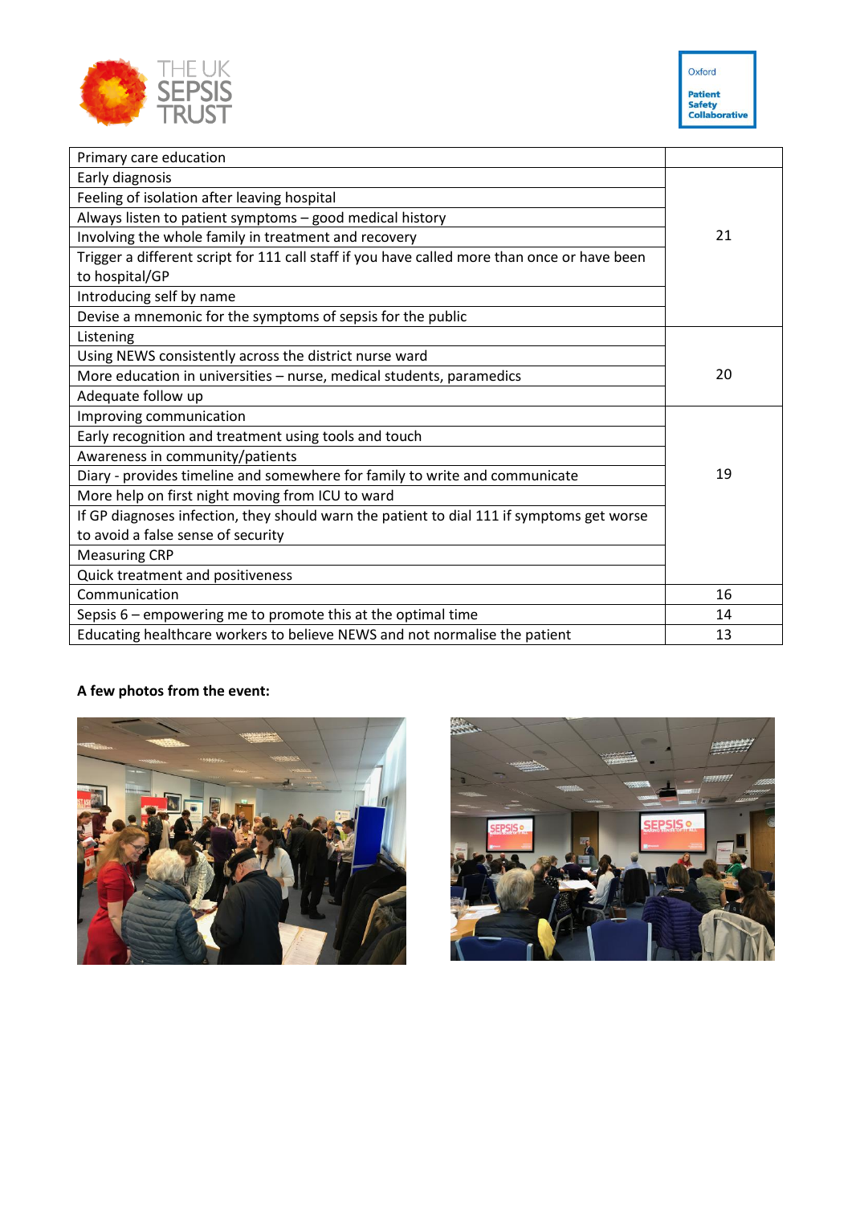| | |
|---|---|
| Primary care education | |
| Early diagnosis | 21 |
| Feeling of isolation after leaving hospital | |
| Always listen to patient symptoms – good medical history | |
| Involving the whole family in treatment and recovery | |
| Trigger a different script for 111 call staff if you have called more than once or have been to hospital/GP | |
| Introducing self by name | |
| Devise a mnemonic for the symptoms of sepsis for the public | |
| Listening | 20 |
| Using NEWS consistently across the district nurse ward | |
| More education in universities – nurse, medical students, paramedics | |
| Adequate follow up | |
| Improving communication | 19 |
| Early recognition and treatment using tools and touch | |
| Awareness in community/patients | |
| Diary - provides timeline and somewhere for family to write and communicate | |
| More help on first night moving from ICU to ward | |
| If GP diagnoses infection, they should warn the patient to dial 111 if symptoms get worse to avoid a false sense of security | |
| Measuring CRP | |
| Quick treatment and positiveness | |
| Communication | 16 |
| Sepsis 6 – empowering me to promote this at the optimal time | 14 |
| Educating healthcare workers to believe NEWS and not normalise the patient | 13 |

**A few photos from the event:**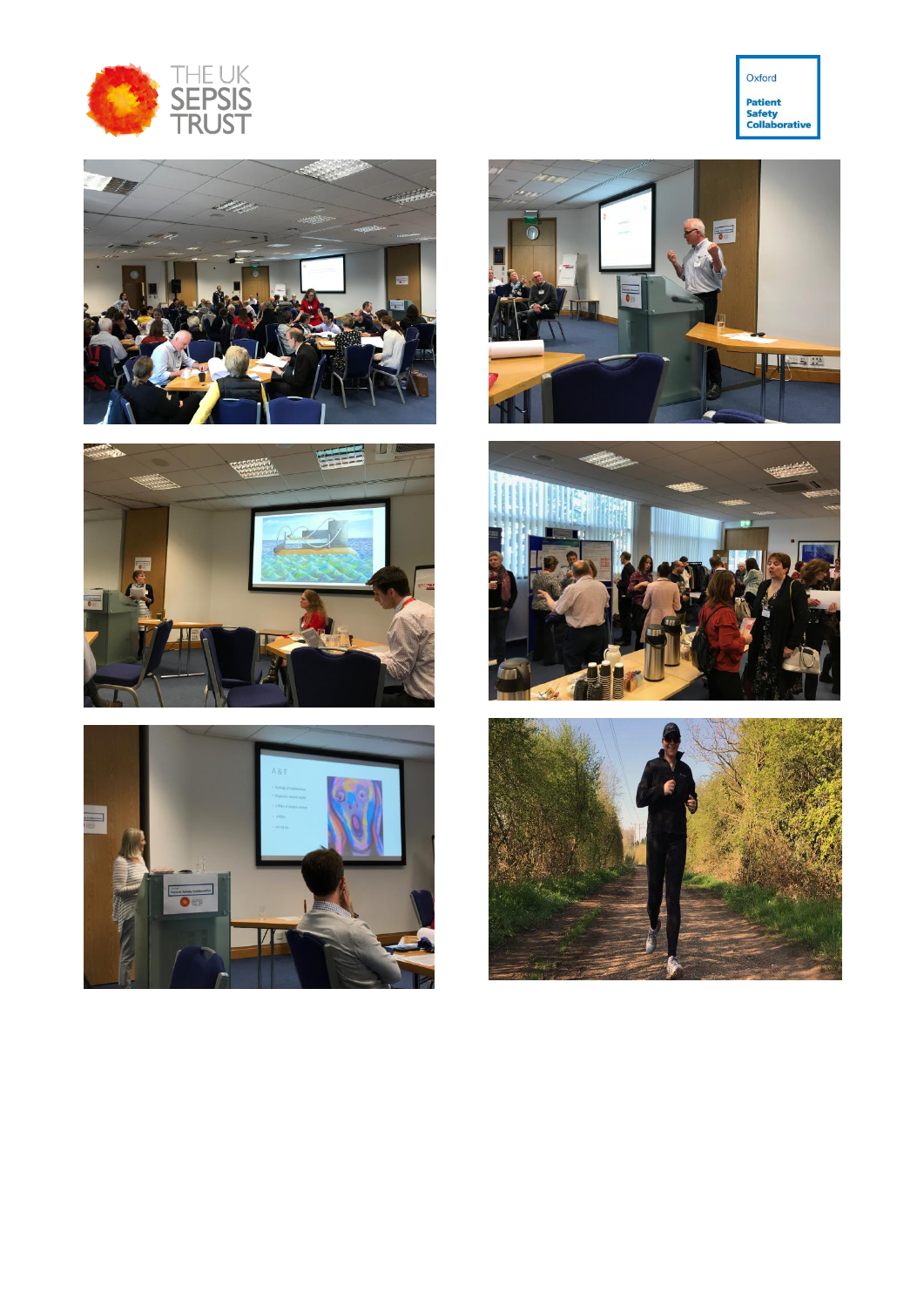THE UK SEPSIS TRUST

Oxford

**Patient Safety Collaborative**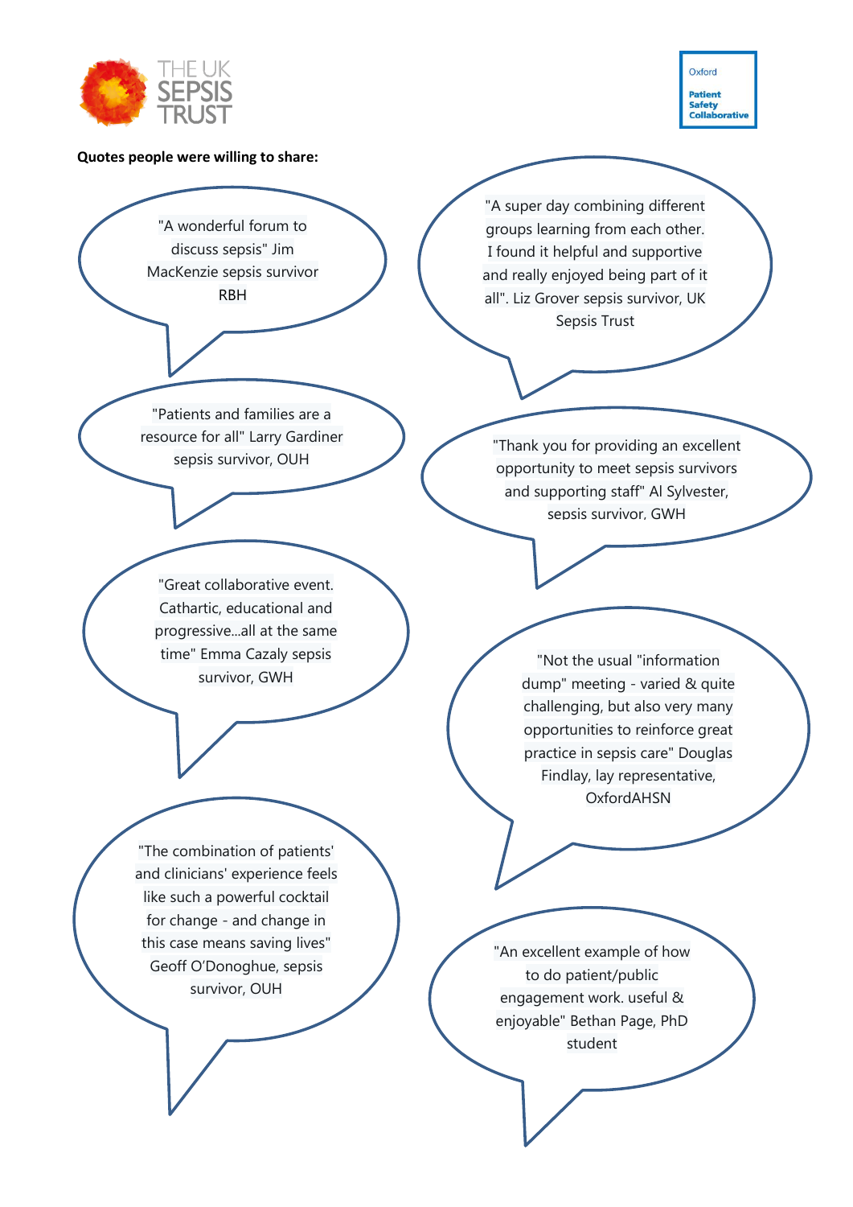**Quotes people were willing to share:**

"A wonderful forum to discuss sepsis" Jim MacKenzie sepsis survivor RBH

"A super day combining different groups learning from each other. I found it helpful and supportive and really enjoyed being part of it all". Liz Grover sepsis survivor, UK Sepsis Trust

"Patients and families are a resource for all" Larry Gardiner sepsis survivor, OUH

"Thank you for providing an excellent opportunity to meet sepsis survivors and supporting staff" Al Sylvester, sepsis survivor, GWH

"Great collaborative event. Cathartic, educational and progressive...all at the same time" Emma Cazaly sepsis survivor, GWH

"Not the usual "information dump" meeting - varied & quite challenging, but also very many opportunities to reinforce great practice in sepsis care" Douglas Findlay, lay representative, OxfordAHSN

"The combination of patients' and clinicians' experience feels like such a powerful cocktail for change - and change in this case means saving lives" Geoff O'Donoghue, sepsis survivor, OUH

"An excellent example of how to do patient/public engagement work. useful & enjoyable" Bethan Page, PhD student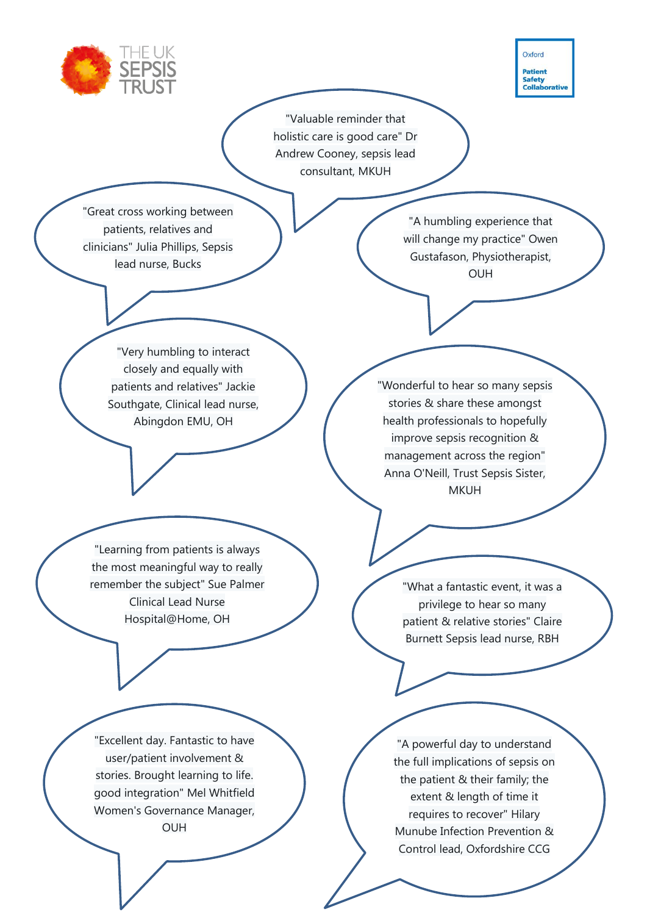THE UK SEPSIS TRUST

Oxford Patient Safety Collaborative

"Valuable reminder that holistic care is good care" Dr Andrew Cooney, sepsis lead consultant, MKUH

"Great cross working between patients, relatives and clinicians" Julia Phillips, Sepsis lead nurse, Bucks

"A humbling experience that will change my practice" Owen Gustafason, Physiotherapist, OUH

"Very humbling to interact closely and equally with patients and relatives" Jackie Southgate, Clinical lead nurse, Abingdon EMU, OH

"Wonderful to hear so many sepsis stories & share these amongst health professionals to hopefully improve sepsis recognition & management across the region" Anna O'Neill, Trust Sepsis Sister, MKUH

"Learning from patients is always the most meaningful way to really remember the subject" Sue Palmer Clinical Lead Nurse Hospital@Home, OH

"What a fantastic event, it was a privilege to hear so many patient & relative stories" Claire Burnett Sepsis lead nurse, RBH

"Excellent day. Fantastic to have user/patient involvement & stories. Brought learning to life. good integration" Mel Whitfield Women's Governance Manager, OUH

"A powerful day to understand the full implications of sepsis on the patient & their family; the extent & length of time it requires to recover" Hilary Munube Infection Prevention & Control lead, Oxfordshire CCG